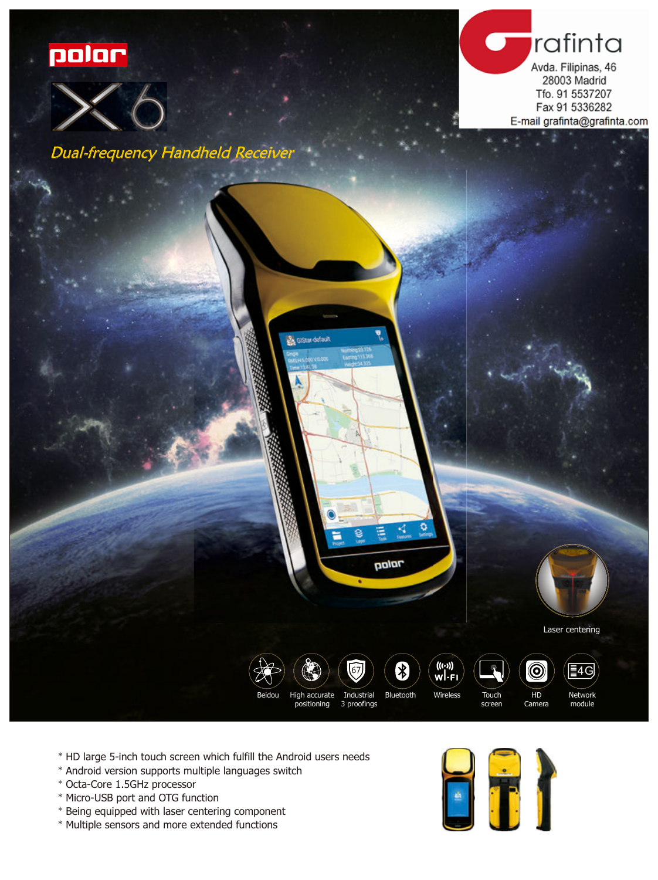polar

# X6

*Dual-frequency Handheld Receiver*

Grafinta
Avda. Filipinas, 46
28003 Madrid
Tfo. 91 5537207
Fax 91 5336282
E-mail grafinta@grafinta.com

Laser centering

Beidou | High accurate positioning | Industrial 3 proofings | Bluetooth | Wireless | Touch screen | HD Camera | Network module

* HD large 5-inch touch screen which fulfill the Android users needs
* Android version supports multiple languages switch
* Octa-Core 1.5GHz processor
* Micro-USB port and OTG function
* Being equipped with laser centering component
* Multiple sensors and more extended functions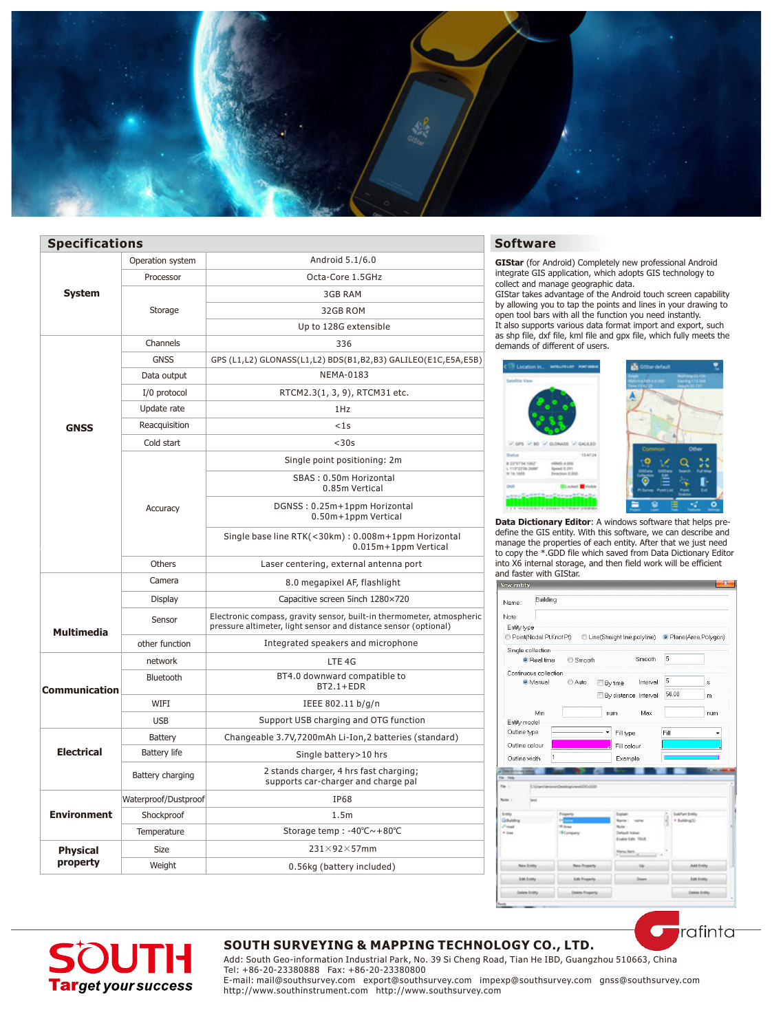## Specifications

| | | |
|---|---|---|
| **System** | Operation system | Android 5.1/6.0 |
| | Processor | Octa-Core 1.5GHz |
| | Storage | 3GB RAM |
| | | 32GB ROM |
| | | Up to 128G extensible |
| **GNSS** | Channels | 336 |
| | GNSS | GPS (L1,L2) GLONASS(L1,L2) BDS(B1,B2,B3) GALILEO(E1C,E5A,E5B) |
| | Data output | NEMA-0183 |
| | I/0 protocol | RTCM2.3(1, 3, 9), RTCM31 etc. |
| | Update rate | 1Hz |
| | Reacquisition | <1s |
| | Cold start | <30s |
| | Accuracy | Single point positioning: 2m |
| | | SBAS : 0.50m Horizontal 0.85m Vertical |
| | | DGNSS : 0.25m+1ppm Horizontal 0.50m+1ppm Vertical |
| | | Single base line RTK(<30km) : 0.008m+1ppm Horizontal 0.015m+1ppm Vertical |
| | Others | Laser centering, external antenna port |
| **Multimedia** | Camera | 8.0 megapixel AF, flashlight |
| | Display | Capacitive screen 5inch 1280×720 |
| | Sensor | Electronic compass, gravity sensor, built-in thermometer, atmospheric pressure altimeter, light sensor and distance sensor (optional) |
| | other function | Integrated speakers and microphone |
| **Communication** | network | LTE 4G |
| | Bluetooth | BT4.0 downward compatible to BT2.1+EDR |
| | WIFI | IEEE 802.11 b/g/n |
| | USB | Support USB charging and OTG function |
| **Electrical** | Battery | Changeable 3.7V,7200mAh Li-Ion,2 batteries (standard) |
| | Battery life | Single battery>10 hrs |
| | Battery charging | 2 stands charger, 4 hrs fast charging; supports car-charger and charge pal |
| **Environment** | Waterproof/Dustproof | IP68 |
| | Shockproof | 1.5m |
| | Temperature | Storage temp : -40℃~+80℃ |
| **Physical property** | Size | 231×92×57mm |
| | Weight | 0.56kg (battery included) |

## Software

**GIStar** (for Android) Completely new professional Android integrate GIS application, which adopts GIS technology to collect and manage geographic data.
GIStar takes advantage of the Android touch screen capability by allowing you to tap the points and lines in your drawing to open tool bars with all the function you need instantly.
It also supports various data format import and export, such as shp file, dxf file, kml file and gpx file, which fully meets the demands of different of users.

**Data Dictionary Editor**: A windows software that helps pre-define the GIS entity. With this software, we can describe and manage the properties of each entity. After that we just need to copy the *.GDD file which saved from Data Dictionary Editor into X6 internal storage, and then field work will be efficient and faster with GIStar.

---

**SOUTH** Target your success

**SOUTH SURVEYING & MAPPING TECHNOLOGY CO., LTD.**

Add: South Geo-information Industrial Park, No. 39 Si Cheng Road, Tian He IBD, Guangzhou 510663, China
Tel: +86-20-23380888 Fax: +86-20-23380800
E-mail: mail@southsurvey.com export@southsurvey.com impexp@southsurvey.com gnss@southsurvey.com
http://www.southinstrument.com http://www.southsurvey.com

rafinta